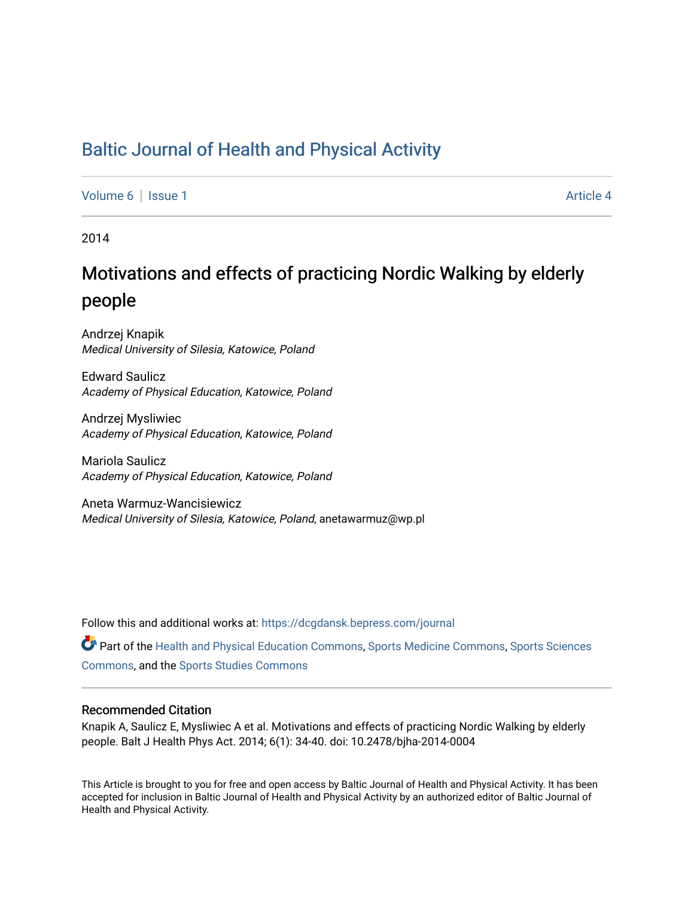# Baltic Journal of Health and Physical Activity

Volume 6 | Issue 1 Article 4

2014

## Motivations and effects of practicing Nordic Walking by elderly people

Andrzej Knapik
*Medical University of Silesia, Katowice, Poland*

Edward Saulicz
*Academy of Physical Education, Katowice, Poland*

Andrzej Mysliwiec
*Academy of Physical Education, Katowice, Poland*

Mariola Saulicz
*Academy of Physical Education, Katowice, Poland*

Aneta Warmuz-Wancisiewicz
*Medical University of Silesia, Katowice, Poland*, anetawarmuz@wp.pl

Follow this and additional works at: https://dcgdansk.bepress.com/journal

Part of the Health and Physical Education Commons, Sports Medicine Commons, Sports Sciences Commons, and the Sports Studies Commons

### Recommended Citation

Knapik A, Saulicz E, Mysliwiec A et al. Motivations and effects of practicing Nordic Walking by elderly people. Balt J Health Phys Act. 2014; 6(1): 34-40. doi: 10.2478/bjha-2014-0004

This Article is brought to you for free and open access by Baltic Journal of Health and Physical Activity. It has been accepted for inclusion in Baltic Journal of Health and Physical Activity by an authorized editor of Baltic Journal of Health and Physical Activity.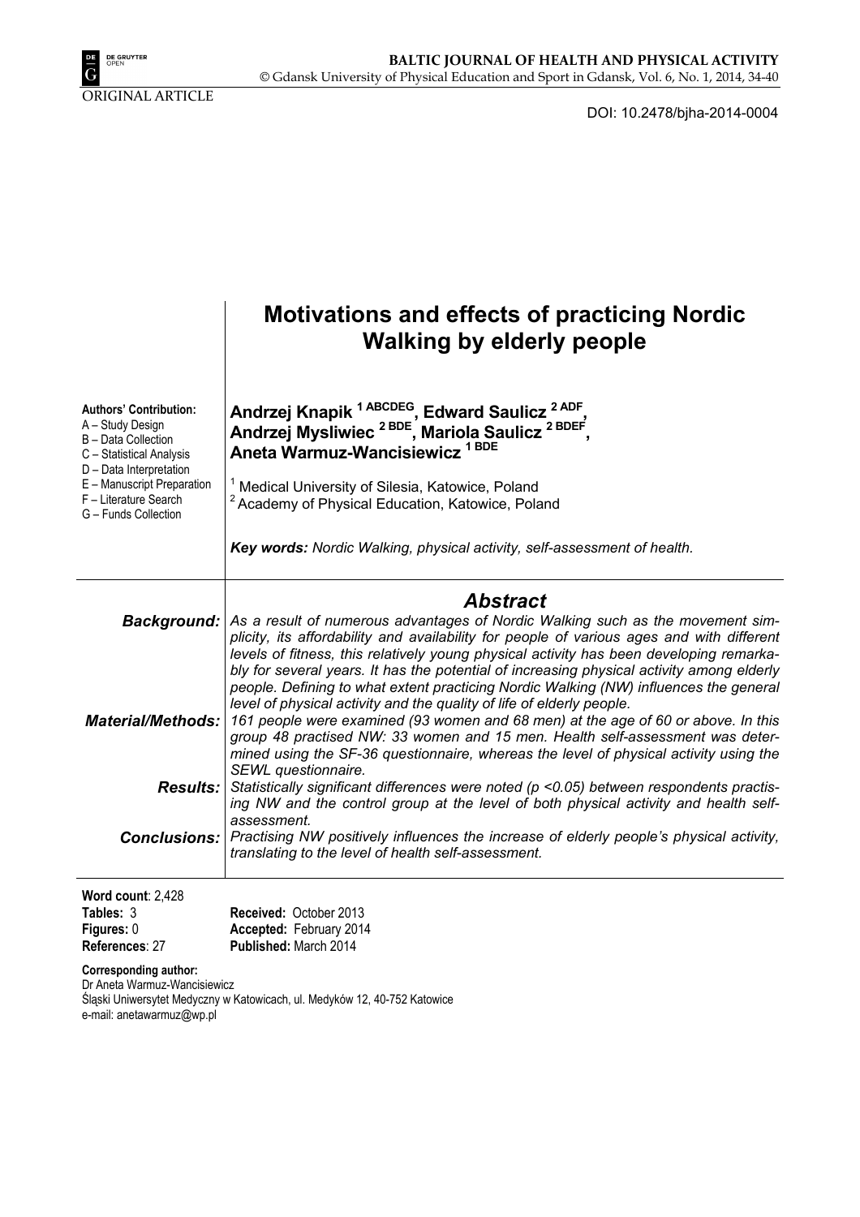ORIGINAL ARTICLE

DOI: 10.2478/bjha-2014-0004

# Motivations and effects of practicing Nordic Walking by elderly people

**Authors' Contribution:**
A – Study Design
B – Data Collection
C – Statistical Analysis
D – Data Interpretation
E – Manuscript Preparation
F – Literature Search
G – Funds Collection

**Andrzej Knapik [1 ABCDEG], Edward Saulicz [2 ADF], Andrzej Mysliwiec [2 BDE], Mariola Saulicz [2 BDEF], Aneta Warmuz-Wancisiewicz [1 BDE]**

[1] Medical University of Silesia, Katowice, Poland
[2] Academy of Physical Education, Katowice, Poland

***Key words:*** *Nordic Walking, physical activity, self-assessment of health.*

## Abstract

***Background:*** *As a result of numerous advantages of Nordic Walking such as the movement simplicity, its affordability and availability for people of various ages and with different levels of fitness, this relatively young physical activity has been developing remarkably for several years. It has the potential of increasing physical activity among elderly people. Defining to what extent practicing Nordic Walking (NW) influences the general level of physical activity and the quality of life of elderly people.*

***Material/Methods:*** *161 people were examined (93 women and 68 men) at the age of 60 or above. In this group 48 practised NW: 33 women and 15 men. Health self-assessment was determined using the SF-36 questionnaire, whereas the level of physical activity using the SEWL questionnaire.*

***Results:*** *Statistically significant differences were noted ($p < 0.05$) between respondents practising NW and the control group at the level of both physical activity and health self-assessment.*

***Conclusions:*** *Practising NW positively influences the increase of elderly people's physical activity, translating to the level of health self-assessment.*

**Word count**: 2,428
**Tables:** 3
**Figures:** 0
**References**: 27

**Received:** October 2013
**Accepted:** February 2014
**Published:** March 2014

**Corresponding author:**
Dr Aneta Warmuz-Wancisiewicz
Śląski Uniwersytet Medyczny w Katowicach, ul. Medyków 12, 40-752 Katowice
e-mail: anetawarmuz@wp.pl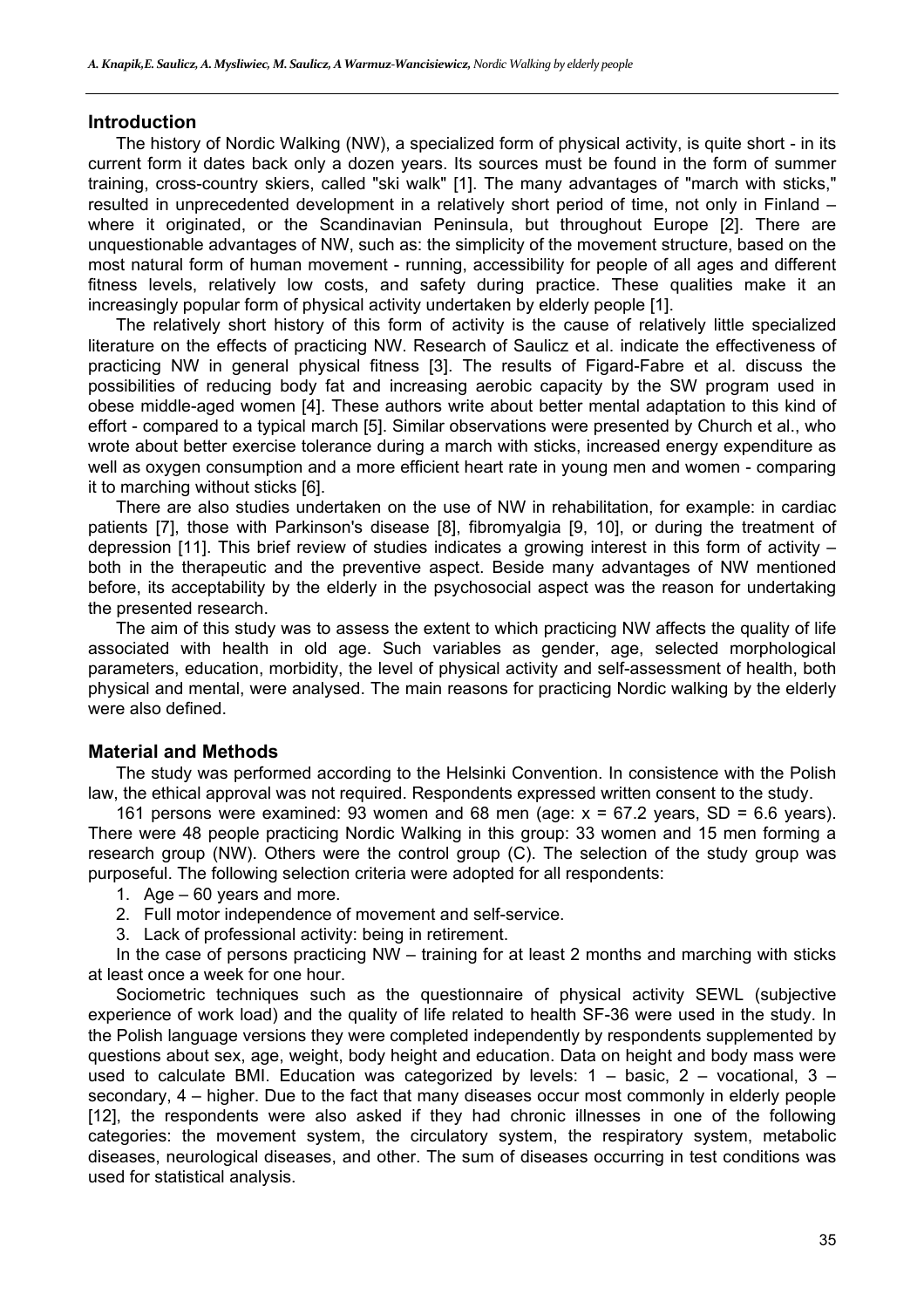## Introduction

The history of Nordic Walking (NW), a specialized form of physical activity, is quite short - in its current form it dates back only a dozen years. Its sources must be found in the form of summer training, cross-country skiers, called "ski walk" [1]. The many advantages of "march with sticks," resulted in unprecedented development in a relatively short period of time, not only in Finland – where it originated, or the Scandinavian Peninsula, but throughout Europe [2]. There are unquestionable advantages of NW, such as: the simplicity of the movement structure, based on the most natural form of human movement - running, accessibility for people of all ages and different fitness levels, relatively low costs, and safety during practice. These qualities make it an increasingly popular form of physical activity undertaken by elderly people [1].

The relatively short history of this form of activity is the cause of relatively little specialized literature on the effects of practicing NW. Research of Saulicz et al. indicate the effectiveness of practicing NW in general physical fitness [3]. The results of Figard-Fabre et al. discuss the possibilities of reducing body fat and increasing aerobic capacity by the SW program used in obese middle-aged women [4]. These authors write about better mental adaptation to this kind of effort - compared to a typical march [5]. Similar observations were presented by Church et al., who wrote about better exercise tolerance during a march with sticks, increased energy expenditure as well as oxygen consumption and a more efficient heart rate in young men and women - comparing it to marching without sticks [6].

There are also studies undertaken on the use of NW in rehabilitation, for example: in cardiac patients [7], those with Parkinson's disease [8], fibromyalgia [9, 10], or during the treatment of depression [11]. This brief review of studies indicates a growing interest in this form of activity – both in the therapeutic and the preventive aspect. Beside many advantages of NW mentioned before, its acceptability by the elderly in the psychosocial aspect was the reason for undertaking the presented research.

The aim of this study was to assess the extent to which practicing NW affects the quality of life associated with health in old age. Such variables as gender, age, selected morphological parameters, education, morbidity, the level of physical activity and self-assessment of health, both physical and mental, were analysed. The main reasons for practicing Nordic walking by the elderly were also defined.

## Material and Methods

The study was performed according to the Helsinki Convention. In consistence with the Polish law, the ethical approval was not required. Respondents expressed written consent to the study.

161 persons were examined: 93 women and 68 men (age: $x = 67.2$ years, $SD = 6.6$ years). There were 48 people practicing Nordic Walking in this group: 33 women and 15 men forming a research group (NW). Others were the control group (C). The selection of the study group was purposeful. The following selection criteria were adopted for all respondents:

1. Age – 60 years and more.
2. Full motor independence of movement and self-service.
3. Lack of professional activity: being in retirement.

In the case of persons practicing NW – training for at least 2 months and marching with sticks at least once a week for one hour.

Sociometric techniques such as the questionnaire of physical activity SEWL (subjective experience of work load) and the quality of life related to health SF-36 were used in the study. In the Polish language versions they were completed independently by respondents supplemented by questions about sex, age, weight, body height and education. Data on height and body mass were used to calculate BMI. Education was categorized by levels: 1 – basic, 2 – vocational, 3 – secondary, 4 – higher. Due to the fact that many diseases occur most commonly in elderly people [12], the respondents were also asked if they had chronic illnesses in one of the following categories: the movement system, the circulatory system, the respiratory system, metabolic diseases, neurological diseases, and other. The sum of diseases occurring in test conditions was used for statistical analysis.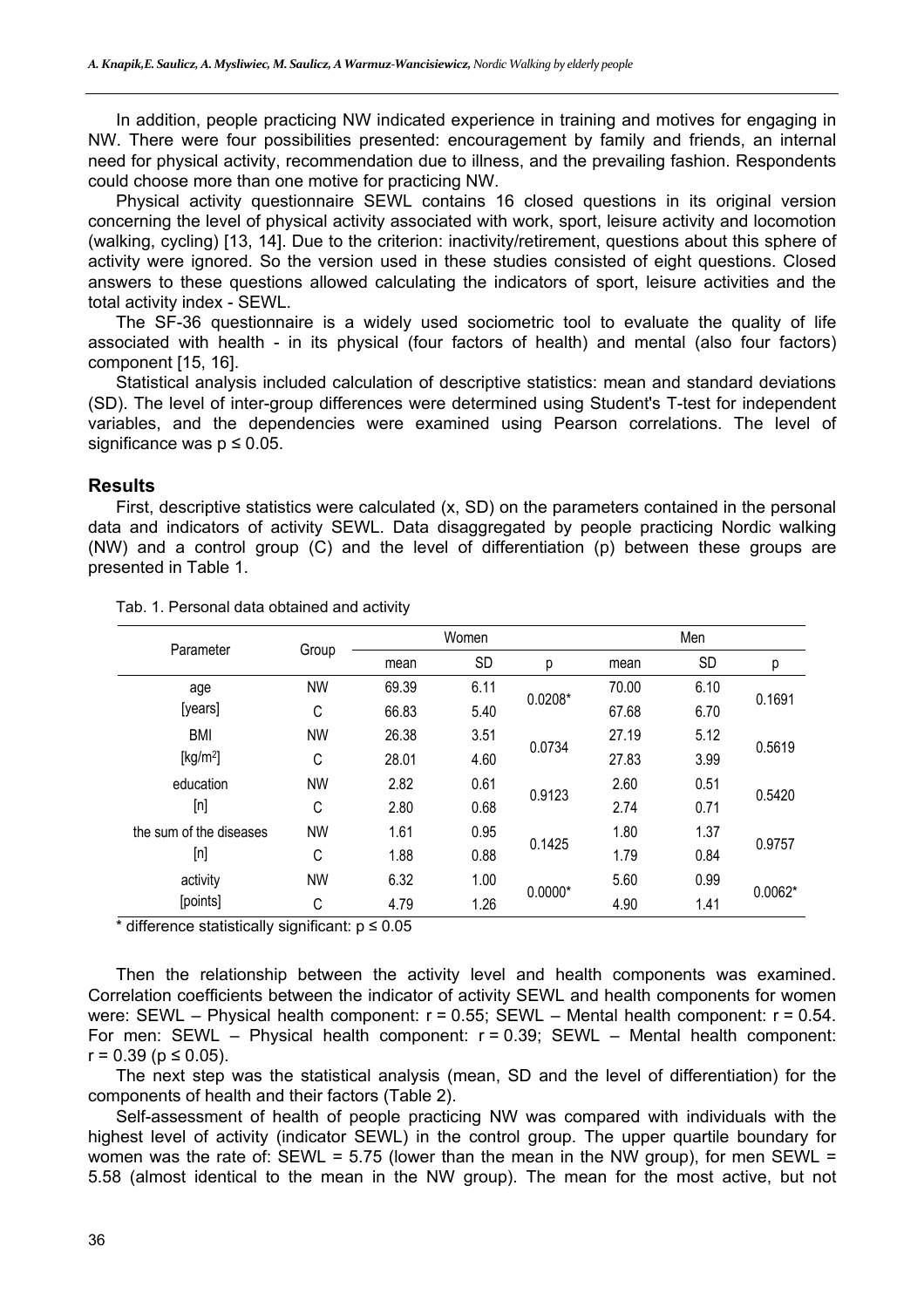In addition, people practicing NW indicated experience in training and motives for engaging in NW. There were four possibilities presented: encouragement by family and friends, an internal need for physical activity, recommendation due to illness, and the prevailing fashion. Respondents could choose more than one motive for practicing NW.

Physical activity questionnaire SEWL contains 16 closed questions in its original version concerning the level of physical activity associated with work, sport, leisure activity and locomotion (walking, cycling) [13, 14]. Due to the criterion: inactivity/retirement, questions about this sphere of activity were ignored. So the version used in these studies consisted of eight questions. Closed answers to these questions allowed calculating the indicators of sport, leisure activities and the total activity index - SEWL.

The SF-36 questionnaire is a widely used sociometric tool to evaluate the quality of life associated with health - in its physical (four factors of health) and mental (also four factors) component [15, 16].

Statistical analysis included calculation of descriptive statistics: mean and standard deviations (SD). The level of inter-group differences were determined using Student's T-test for independent variables, and the dependencies were examined using Pearson correlations. The level of significance was $p \leq 0.05$.

## Results

First, descriptive statistics were calculated (x, SD) on the parameters contained in the personal data and indicators of activity SEWL. Data disaggregated by people practicing Nordic walking (NW) and a control group (C) and the level of differentiation (p) between these groups are presented in Table 1.

Tab. 1. Personal data obtained and activity

| Parameter | Group | Women | | | Men | | |
|---|---|---|---|---|---|---|---|
| | | mean | SD | p | mean | SD | p |
| age [years] | NW | 69.39 | 6.11 | 0.0208* | 70.00 | 6.10 | 0.1691 |
| | C | 66.83 | 5.40 | | 67.68 | 6.70 | |
| BMI [kg/m$^2$] | NW | 26.38 | 3.51 | 0.0734 | 27.19 | 5.12 | 0.5619 |
| | C | 28.01 | 4.60 | | 27.83 | 3.99 | |
| education [n] | NW | 2.82 | 0.61 | 0.9123 | 2.60 | 0.51 | 0.5420 |
| | C | 2.80 | 0.68 | | 2.74 | 0.71 | |
| the sum of the diseases [n] | NW | 1.61 | 0.95 | 0.1425 | 1.80 | 1.37 | 0.9757 |
| | C | 1.88 | 0.88 | | 1.79 | 0.84 | |
| activity [points] | NW | 6.32 | 1.00 | 0.0000* | 5.60 | 0.99 | 0.0062* |
| | C | 4.79 | 1.26 | | 4.90 | 1.41 | |

\* difference statistically significant: $p \leq 0.05$

Then the relationship between the activity level and health components was examined. Correlation coefficients between the indicator of activity SEWL and health components for women were: SEWL – Physical health component: $r = 0.55$; SEWL – Mental health component: $r = 0.54$. For men: SEWL – Physical health component: $r = 0.39$; SEWL – Mental health component: $r = 0.39$ ($p \leq 0.05$).

The next step was the statistical analysis (mean, SD and the level of differentiation) for the components of health and their factors (Table 2).

Self-assessment of health of people practicing NW was compared with individuals with the highest level of activity (indicator SEWL) in the control group. The upper quartile boundary for women was the rate of: SEWL = 5.75 (lower than the mean in the NW group), for men SEWL = 5.58 (almost identical to the mean in the NW group). The mean for the most active, but not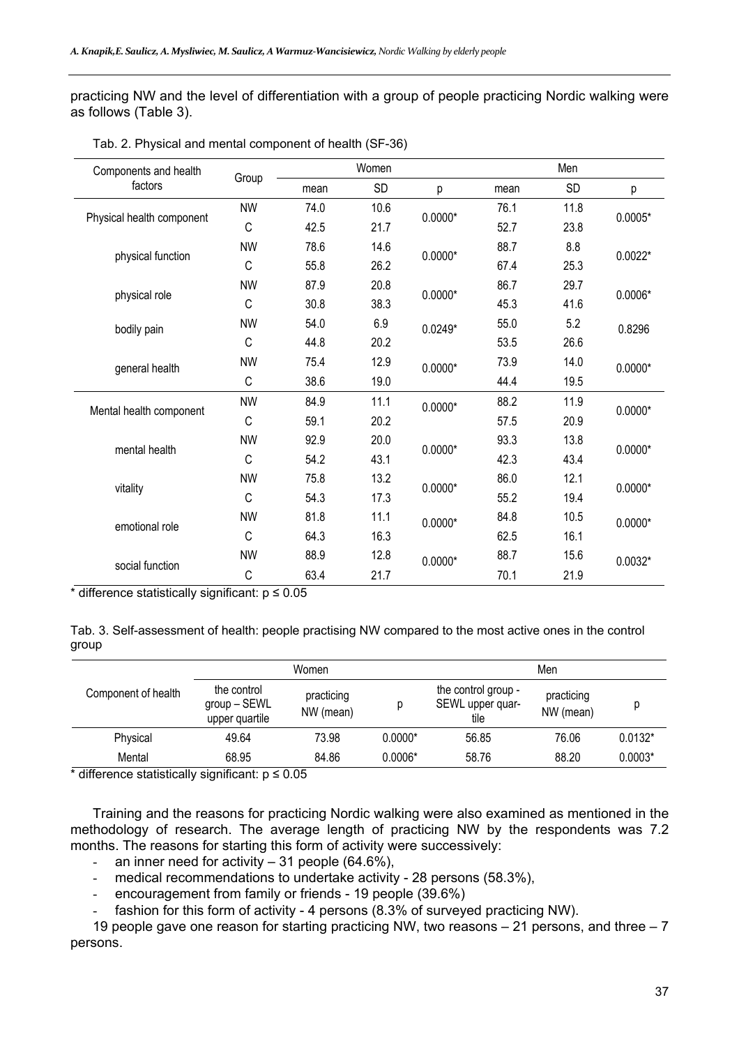practicing NW and the level of differentiation with a group of people practicing Nordic walking were as follows (Table 3).

Tab. 2. Physical and mental component of health (SF-36)

| Components and health factors | Group | Women | | | Men | | |
|---|---|---|---|---|---|---|---|
| | | mean | SD | p | mean | SD | p |
| Physical health component | NW | 74.0 | 10.6 | 0.0000* | 76.1 | 11.8 | 0.0005* |
| | C | 42.5 | 21.7 | | 52.7 | 23.8 | |
| physical function | NW | 78.6 | 14.6 | 0.0000* | 88.7 | 8.8 | 0.0022* |
| | C | 55.8 | 26.2 | | 67.4 | 25.3 | |
| physical role | NW | 87.9 | 20.8 | 0.0000* | 86.7 | 29.7 | 0.0006* |
| | C | 30.8 | 38.3 | | 45.3 | 41.6 | |
| bodily pain | NW | 54.0 | 6.9 | 0.0249* | 55.0 | 5.2 | 0.8296 |
| | C | 44.8 | 20.2 | | 53.5 | 26.6 | |
| general health | NW | 75.4 | 12.9 | 0.0000* | 73.9 | 14.0 | 0.0000* |
| | C | 38.6 | 19.0 | | 44.4 | 19.5 | |
| Mental health component | NW | 84.9 | 11.1 | 0.0000* | 88.2 | 11.9 | 0.0000* |
| | C | 59.1 | 20.2 | | 57.5 | 20.9 | |
| mental health | NW | 92.9 | 20.0 | 0.0000* | 93.3 | 13.8 | 0.0000* |
| | C | 54.2 | 43.1 | | 42.3 | 43.4 | |
| vitality | NW | 75.8 | 13.2 | 0.0000* | 86.0 | 12.1 | 0.0000* |
| | C | 54.3 | 17.3 | | 55.2 | 19.4 | |
| emotional role | NW | 81.8 | 11.1 | 0.0000* | 84.8 | 10.5 | 0.0000* |
| | C | 64.3 | 16.3 | | 62.5 | 16.1 | |
| social function | NW | 88.9 | 12.8 | 0.0000* | 88.7 | 15.6 | 0.0032* |
| | C | 63.4 | 21.7 | | 70.1 | 21.9 | |

* difference statistically significant: $p \leq 0.05$

Tab. 3. Self-assessment of health: people practising NW compared to the most active ones in the control group

| Component of health | Women | | | Men | | |
|---|---|---|---|---|---|---|
| | the control group – SEWL upper quartile | practicing NW (mean) | p | the control group - SEWL upper quartile | practicing NW (mean) | p |
| Physical | 49.64 | 73.98 | 0.0000* | 56.85 | 76.06 | 0.0132* |
| Mental | 68.95 | 84.86 | 0.0006* | 58.76 | 88.20 | 0.0003* |

* difference statistically significant: $p \leq 0.05$

Training and the reasons for practicing Nordic walking were also examined as mentioned in the methodology of research. The average length of practicing NW by the respondents was 7.2 months. The reasons for starting this form of activity were successively:

- an inner need for activity – 31 people (64.6%),
- medical recommendations to undertake activity - 28 persons (58.3%),
- encouragement from family or friends - 19 people (39.6%)
- fashion for this form of activity - 4 persons (8.3% of surveyed practicing NW).

19 people gave one reason for starting practicing NW, two reasons – 21 persons, and three – 7 persons.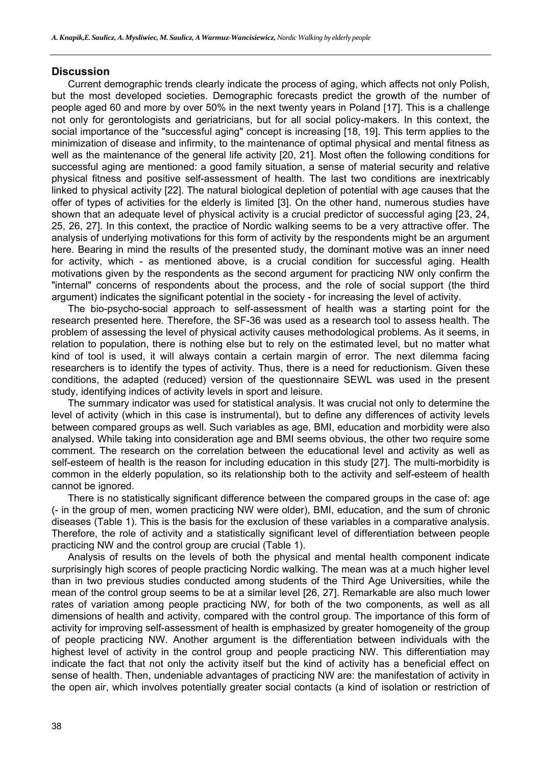## Discussion

Current demographic trends clearly indicate the process of aging, which affects not only Polish, but the most developed societies. Demographic forecasts predict the growth of the number of people aged 60 and more by over 50% in the next twenty years in Poland [17]. This is a challenge not only for gerontologists and geriatricians, but for all social policy-makers. In this context, the social importance of the "successful aging" concept is increasing [18, 19]. This term applies to the minimization of disease and infirmity, to the maintenance of optimal physical and mental fitness as well as the maintenance of the general life activity [20, 21]. Most often the following conditions for successful aging are mentioned: a good family situation, a sense of material security and relative physical fitness and positive self-assessment of health. The last two conditions are inextricably linked to physical activity [22]. The natural biological depletion of potential with age causes that the offer of types of activities for the elderly is limited [3]. On the other hand, numerous studies have shown that an adequate level of physical activity is a crucial predictor of successful aging [23, 24, 25, 26, 27]. In this context, the practice of Nordic walking seems to be a very attractive offer. The analysis of underlying motivations for this form of activity by the respondents might be an argument here. Bearing in mind the results of the presented study, the dominant motive was an inner need for activity, which - as mentioned above, is a crucial condition for successful aging. Health motivations given by the respondents as the second argument for practicing NW only confirm the "internal" concerns of respondents about the process, and the role of social support (the third argument) indicates the significant potential in the society - for increasing the level of activity.

The bio-psycho-social approach to self-assessment of health was a starting point for the research presented here. Therefore, the SF-36 was used as a research tool to assess health. The problem of assessing the level of physical activity causes methodological problems. As it seems, in relation to population, there is nothing else but to rely on the estimated level, but no matter what kind of tool is used, it will always contain a certain margin of error. The next dilemma facing researchers is to identify the types of activity. Thus, there is a need for reductionism. Given these conditions, the adapted (reduced) version of the questionnaire SEWL was used in the present study, identifying indices of activity levels in sport and leisure.

The summary indicator was used for statistical analysis. It was crucial not only to determine the level of activity (which in this case is instrumental), but to define any differences of activity levels between compared groups as well. Such variables as age, BMI, education and morbidity were also analysed. While taking into consideration age and BMI seems obvious, the other two require some comment. The research on the correlation between the educational level and activity as well as self-esteem of health is the reason for including education in this study [27]. The multi-morbidity is common in the elderly population, so its relationship both to the activity and self-esteem of health cannot be ignored.

There is no statistically significant difference between the compared groups in the case of: age (- in the group of men, women practicing NW were older), BMI, education, and the sum of chronic diseases (Table 1). This is the basis for the exclusion of these variables in a comparative analysis. Therefore, the role of activity and a statistically significant level of differentiation between people practicing NW and the control group are crucial (Table 1).

Analysis of results on the levels of both the physical and mental health component indicate surprisingly high scores of people practicing Nordic walking. The mean was at a much higher level than in two previous studies conducted among students of the Third Age Universities, while the mean of the control group seems to be at a similar level [26, 27]. Remarkable are also much lower rates of variation among people practicing NW, for both of the two components, as well as all dimensions of health and activity, compared with the control group. The importance of this form of activity for improving self-assessment of health is emphasized by greater homogeneity of the group of people practicing NW. Another argument is the differentiation between individuals with the highest level of activity in the control group and people practicing NW. This differentiation may indicate the fact that not only the activity itself but the kind of activity has a beneficial effect on sense of health. Then, undeniable advantages of practicing NW are: the manifestation of activity in the open air, which involves potentially greater social contacts (a kind of isolation or restriction of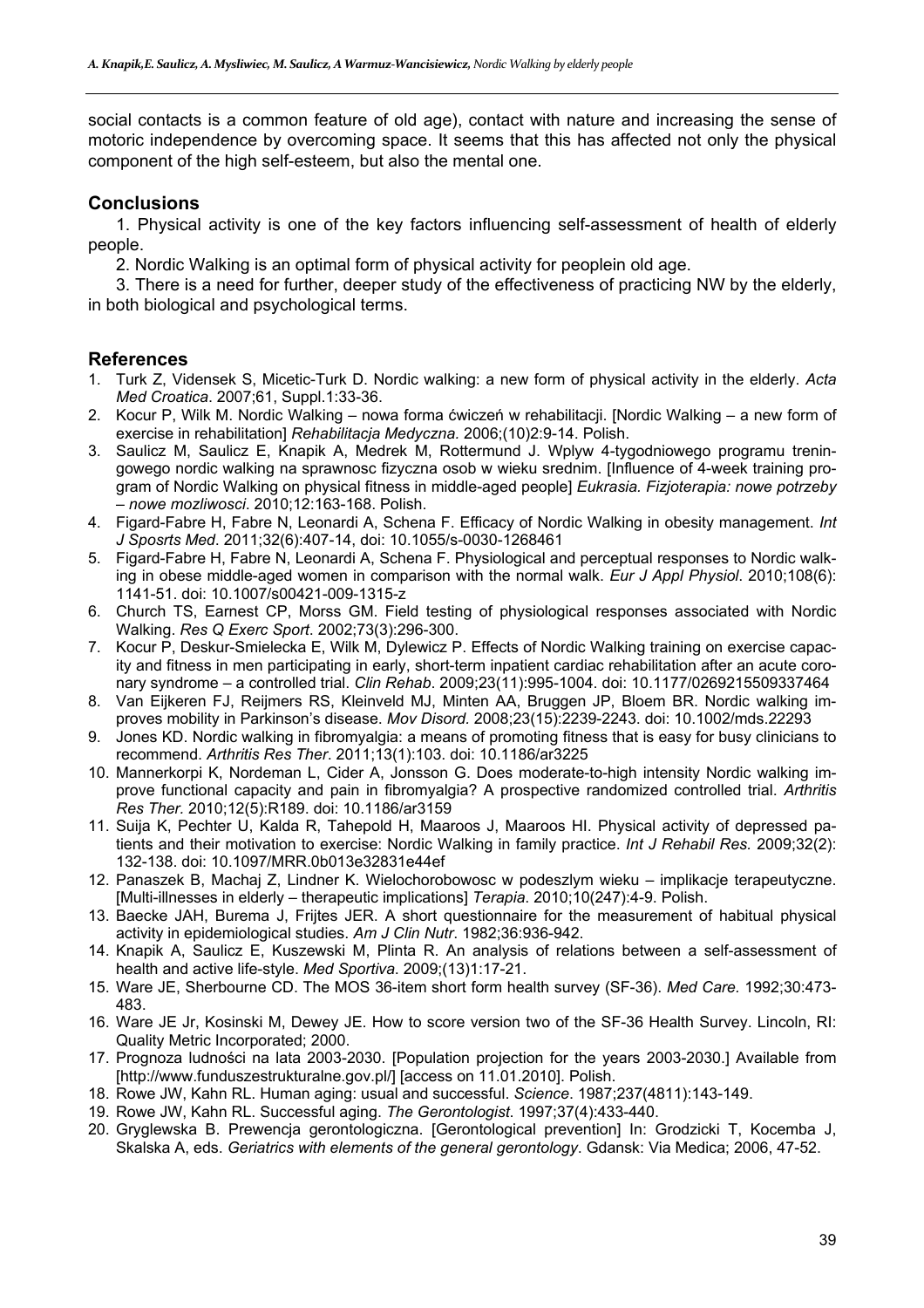social contacts is a common feature of old age), contact with nature and increasing the sense of motoric independence by overcoming space. It seems that this has affected not only the physical component of the high self-esteem, but also the mental one.

## Conclusions

1. Physical activity is one of the key factors influencing self-assessment of health of elderly people.

2. Nordic Walking is an optimal form of physical activity for peoplein old age.

3. There is a need for further, deeper study of the effectiveness of practicing NW by the elderly, in both biological and psychological terms.

## References

1. Turk Z, Vidensek S, Micetic-Turk D. Nordic walking: a new form of physical activity in the elderly. *Acta Med Croatica*. 2007;61, Suppl.1:33-36.
2. Kocur P, Wilk M. Nordic Walking – nowa forma ćwiczeń w rehabilitacji. [Nordic Walking – a new form of exercise in rehabilitation] *Rehabilitacja Medyczna.* 2006;(10)2:9-14. Polish.
3. Saulicz M, Saulicz E, Knapik A, Medrek M, Rottermund J. Wplyw 4-tygodniowego programu treningowego nordic walking na sprawnosc fizyczna osob w wieku srednim. [Influence of 4-week training program of Nordic Walking on physical fitness in middle-aged people] *Eukrasia. Fizjoterapia: nowe potrzeby – nowe mozliwosci*. 2010;12:163-168. Polish.
4. Figard-Fabre H, Fabre N, Leonardi A, Schena F. Efficacy of Nordic Walking in obesity management. *Int J Sposrts Med*. 2011;32(6):407-14, doi: 10.1055/s-0030-1268461
5. Figard-Fabre H, Fabre N, Leonardi A, Schena F. Physiological and perceptual responses to Nordic walking in obese middle-aged women in comparison with the normal walk. *Eur J Appl Physiol*. 2010;108(6): 1141-51. doi: 10.1007/s00421-009-1315-z
6. Church TS, Earnest CP, Morss GM. Field testing of physiological responses associated with Nordic Walking. *Res Q Exerc Sport*. 2002;73(3):296-300.
7. Kocur P, Deskur-Smielecka E, Wilk M, Dylewicz P. Effects of Nordic Walking training on exercise capacity and fitness in men participating in early, short-term inpatient cardiac rehabilitation after an acute coronary syndrome – a controlled trial. *Clin Rehab*. 2009;23(11):995-1004. doi: 10.1177/0269215509337464
8. Van Eijkeren FJ, Reijmers RS, Kleinveld MJ, Minten AA, Bruggen JP, Bloem BR. Nordic walking improves mobility in Parkinson's disease. *Mov Disord.* 2008;23(15):2239-2243. doi: 10.1002/mds.22293
9. Jones KD. Nordic walking in fibromyalgia: a means of promoting fitness that is easy for busy clinicians to recommend. *Arthritis Res Ther*. 2011;13(1):103. doi: 10.1186/ar3225
10. Mannerkorpi K, Nordeman L, Cider A, Jonsson G. Does moderate-to-high intensity Nordic walking improve functional capacity and pain in fibromyalgia? A prospective randomized controlled trial. *Arthritis Res Ther.* 2010;12(5):R189. doi: 10.1186/ar3159
11. Suija K, Pechter U, Kalda R, Tahepold H, Maaroos J, Maaroos HI. Physical activity of depressed patients and their motivation to exercise: Nordic Walking in family practice. *Int J Rehabil Res.* 2009;32(2): 132-138. doi: 10.1097/MRR.0b013e32831e44ef
12. Panaszek B, Machaj Z, Lindner K. Wielochorobowosc w podeszlym wieku – implikacje terapeutyczne. [Multi-illnesses in elderly – therapeutic implications] *Terapia*. 2010;10(247):4-9. Polish.
13. Baecke JAH, Burema J, Frijtes JER. A short questionnaire for the measurement of habitual physical activity in epidemiological studies. *Am J Clin Nutr*. 1982;36:936-942.
14. Knapik A, Saulicz E, Kuszewski M, Plinta R. An analysis of relations between a self-assessment of health and active life-style. *Med Sportiva*. 2009;(13)1:17-21.
15. Ware JE, Sherbourne CD. The MOS 36-item short form health survey (SF-36). *Med Care.* 1992;30:473-483.
16. Ware JE Jr, Kosinski M, Dewey JE. How to score version two of the SF-36 Health Survey. Lincoln, RI: Quality Metric Incorporated; 2000.
17. Prognoza ludności na lata 2003-2030. [Population projection for the years 2003-2030.] Available from [http://www.funduszestrukturalne.gov.pl/] [access on 11.01.2010]. Polish.
18. Rowe JW, Kahn RL. Human aging: usual and successful. *Science*. 1987;237(4811):143-149.
19. Rowe JW, Kahn RL. Successful aging. *The Gerontologist*. 1997;37(4):433-440.
20. Gryglewska B. Prewencja gerontologiczna. [Gerontological prevention] In: Grodzicki T, Kocemba J, Skalska A, eds. *Geriatrics with elements of the general gerontology*. Gdansk: Via Medica; 2006, 47-52.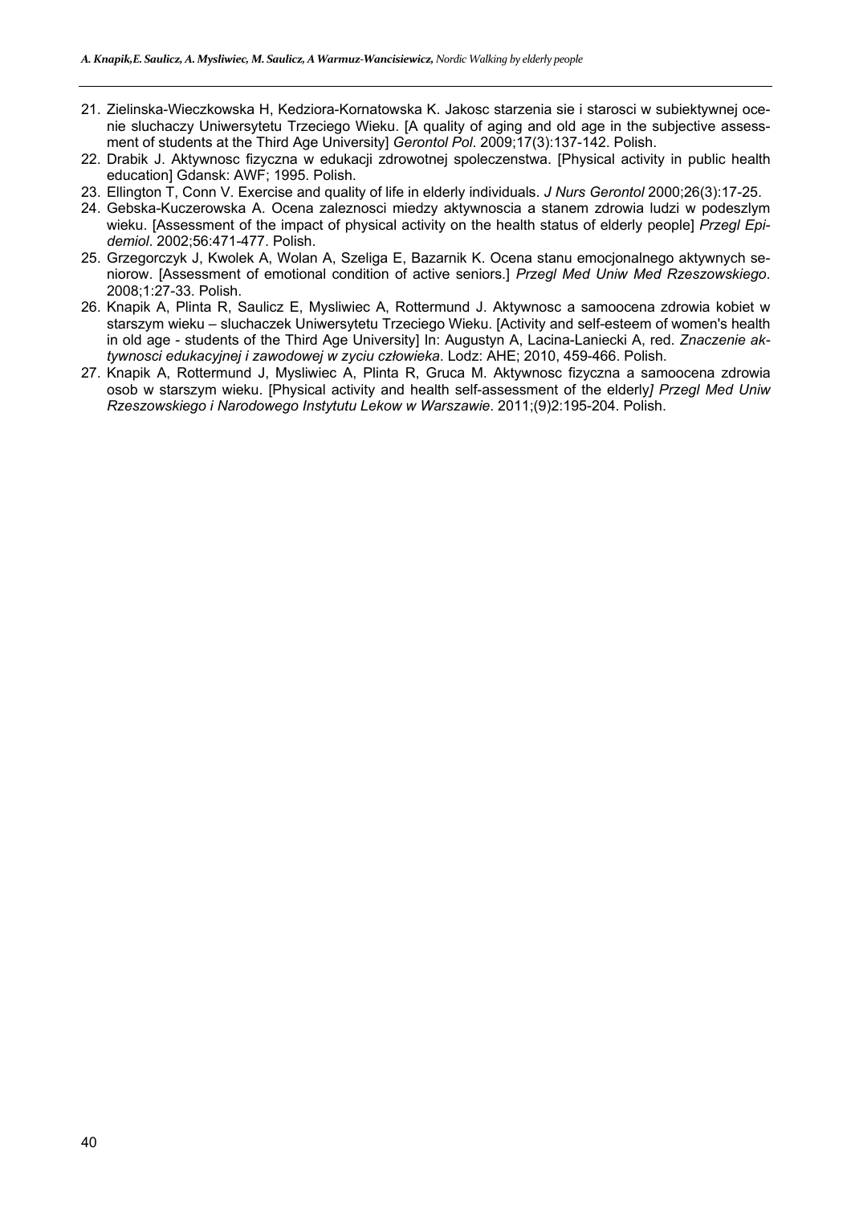21. Zielinska-Wieczkowska H, Kedziora-Kornatowska K. Jakosc starzenia sie i starosci w subiektywnej ocenie sluchaczy Uniwersytetu Trzeciego Wieku. [A quality of aging and old age in the subjective assessment of students at the Third Age University] *Gerontol Pol*. 2009;17(3):137-142. Polish.
22. Drabik J. Aktywnosc fizyczna w edukacji zdrowotnej spoleczenstwa. [Physical activity in public health education] Gdansk: AWF; 1995. Polish.
23. Ellington T, Conn V. Exercise and quality of life in elderly individuals. *J Nurs Gerontol* 2000;26(3):17-25.
24. Gebska-Kuczerowska A. Ocena zaleznosci miedzy aktywnoscia a stanem zdrowia ludzi w podeszlym wieku. [Assessment of the impact of physical activity on the health status of elderly people] *Przegl Epidemiol*. 2002;56:471-477. Polish.
25. Grzegorczyk J, Kwolek A, Wolan A, Szeliga E, Bazarnik K. Ocena stanu emocjonalnego aktywnych seniorow. [Assessment of emotional condition of active seniors.] *Przegl Med Uniw Med Rzeszowskiego*. 2008;1:27-33. Polish.
26. Knapik A, Plinta R, Saulicz E, Mysliwiec A, Rottermund J. Aktywnosc a samoocena zdrowia kobiet w starszym wieku – sluchaczek Uniwersytetu Trzeciego Wieku. [Activity and self-esteem of women's health in old age - students of the Third Age University] In: Augustyn A, Lacina-Laniecki A, red. *Znaczenie aktywnosci edukacyjnej i zawodowej w zyciu człowieka*. Lodz: AHE; 2010, 459-466. Polish.
27. Knapik A, Rottermund J, Mysliwiec A, Plinta R, Gruca M. Aktywnosc fizyczna a samoocena zdrowia osob w starszym wieku. [Physical activity and health self-assessment of the elderly*] Przegl Med Uniw Rzeszowskiego i Narodowego Instytutu Lekow w Warszawie*. 2011;(9)2:195-204. Polish.